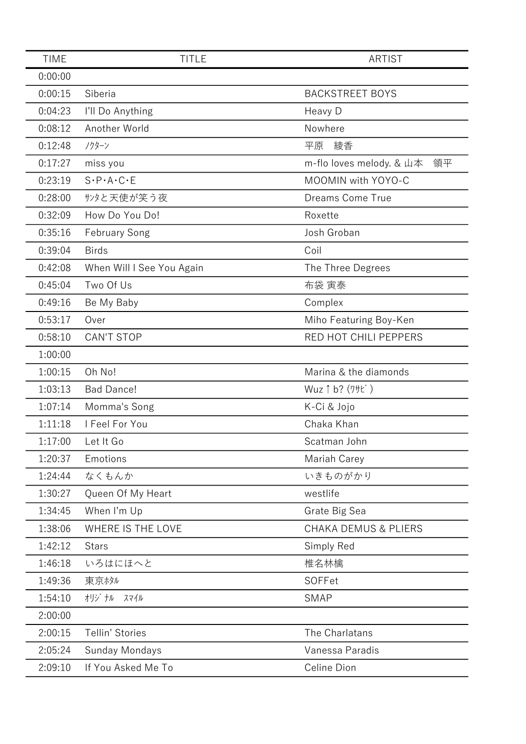| TIME | TITLE | ARTIST |
| --- | --- | --- |
| 0:00:00 | | |
| 0:00:15 | Siberia | BACKSTREET BOYS |
| 0:04:23 | I'll Do Anything | Heavy D |
| 0:08:12 | Another World | Nowhere |
| 0:12:48 | ﾉｸﾀｰﾝ | 平原　綾香 |
| 0:17:27 | miss you | m-flo loves melody. & 山本　領平 |
| 0:23:19 | S･P･A･C･E | MOOMIN with YOYO-C |
| 0:28:00 | ｻﾝﾀと天使が笑う夜 | Dreams Come True |
| 0:32:09 | How Do You Do! | Roxette |
| 0:35:16 | February Song | Josh Groban |
| 0:39:04 | Birds | Coil |
| 0:42:08 | When Will I See You Again | The Three Degrees |
| 0:45:04 | Two Of Us | 布袋 寅泰 |
| 0:49:16 | Be My Baby | Complex |
| 0:53:17 | Over | Miho Featuring Boy-Ken |
| 0:58:10 | CAN'T STOP | RED HOT CHILI PEPPERS |
| 1:00:00 | | |
| 1:00:15 | Oh No! | Marina & the diamonds |
| 1:03:13 | Bad Dance! | Wuz↑b? (ﾜｻﾋﾞ) |
| 1:07:14 | Momma's Song | K-Ci & Jojo |
| 1:11:18 | I Feel For You | Chaka Khan |
| 1:17:00 | Let It Go | Scatman John |
| 1:20:37 | Emotions | Mariah Carey |
| 1:24:44 | なくもんか | いきものがかり |
| 1:30:27 | Queen Of My Heart | westlife |
| 1:34:45 | When I'm Up | Grate Big Sea |
| 1:38:06 | WHERE IS THE LOVE | CHAKA DEMUS & PLIERS |
| 1:42:12 | Stars | Simply Red |
| 1:46:18 | いろはにほへと | 椎名林檎 |
| 1:49:36 | 東京ﾎﾀﾙ | SOFFet |
| 1:54:10 | ｵﾘｼﾞﾅﾙ　ｽﾏｲﾙ | SMAP |
| 2:00:00 | | |
| 2:00:15 | Tellin' Stories | The Charlatans |
| 2:05:24 | Sunday Mondays | Vanessa Paradis |
| 2:09:10 | If You Asked Me To | Celine Dion |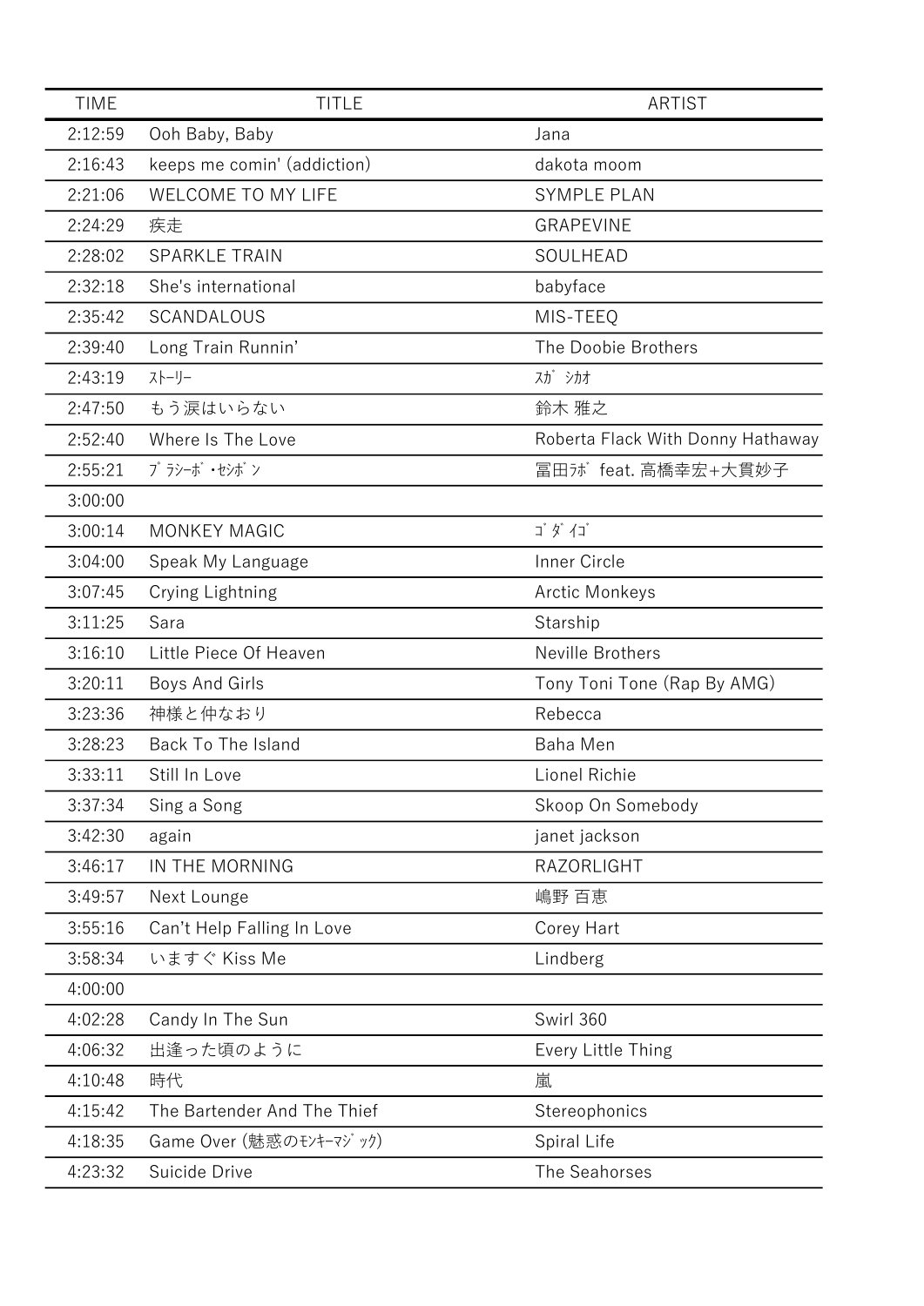| TIME | TITLE | ARTIST |
|---|---|---|
| 2:12:59 | Ooh Baby, Baby | Jana |
| 2:16:43 | keeps me comin' (addiction) | dakota moom |
| 2:21:06 | WELCOME TO MY LIFE | SYMPLE PLAN |
| 2:24:29 | 疾走 | GRAPEVINE |
| 2:28:02 | SPARKLE TRAIN | SOULHEAD |
| 2:32:18 | She's international | babyface |
| 2:35:42 | SCANDALOUS | MIS-TEEQ |
| 2:39:40 | Long Train Runnin’ | The Doobie Brothers |
| 2:43:19 | ｽﾄｰﾘｰ | ｽｶﾞ ｼｶｵ |
| 2:47:50 | もう涙はいらない | 鈴木 雅之 |
| 2:52:40 | Where Is The Love | Roberta Flack With Donny Hathaway |
| 2:55:21 | ﾌﾟﾗｼｰﾎﾞ・ｾｼﾎﾞﾝ | 冨田ﾗﾎﾞ feat. 高橋幸宏+大貫妙子 |
| 3:00:00 | | |
| 3:00:14 | MONKEY MAGIC | ｺﾞﾀﾞｲｺﾞ |
| 3:04:00 | Speak My Language | Inner Circle |
| 3:07:45 | Crying Lightning | Arctic Monkeys |
| 3:11:25 | Sara | Starship |
| 3:16:10 | Little Piece Of Heaven | Neville Brothers |
| 3:20:11 | Boys And Girls | Tony Toni Tone (Rap By AMG) |
| 3:23:36 | 神様と仲なおり | Rebecca |
| 3:28:23 | Back To The Island | Baha Men |
| 3:33:11 | Still In Love | Lionel Richie |
| 3:37:34 | Sing a Song | Skoop On Somebody |
| 3:42:30 | again | janet jackson |
| 3:46:17 | IN THE MORNING | RAZORLIGHT |
| 3:49:57 | Next Lounge | 嶋野 百恵 |
| 3:55:16 | Can’t Help Falling In Love | Corey Hart |
| 3:58:34 | いますぐ Kiss Me | Lindberg |
| 4:00:00 | | |
| 4:02:28 | Candy In The Sun | Swirl 360 |
| 4:06:32 | 出逢った頃のように | Every Little Thing |
| 4:10:48 | 時代 | 嵐 |
| 4:15:42 | The Bartender And The Thief | Stereophonics |
| 4:18:35 | Game Over (魅惑のﾓﾝｷｰﾏｼﾞｯｸ) | Spiral Life |
| 4:23:32 | Suicide Drive | The Seahorses |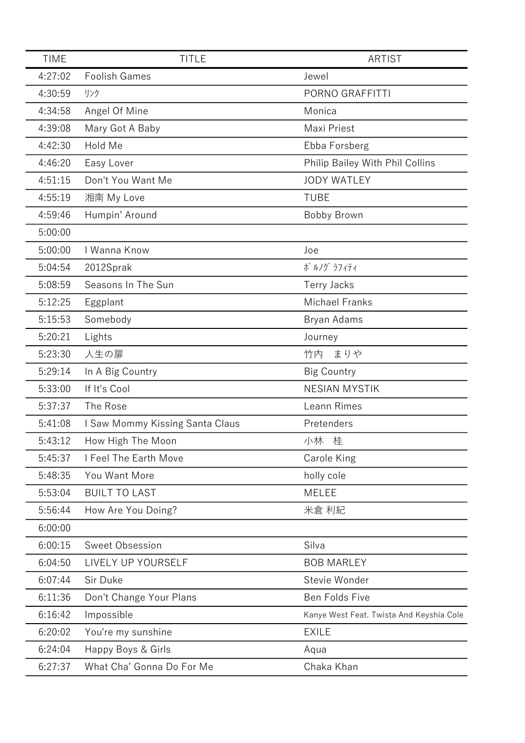| TIME | TITLE | ARTIST |
| --- | --- | --- |
| 4:27:02 | Foolish Games | Jewel |
| 4:30:59 | ﾘﾝｸ | PORNO GRAFFITTI |
| 4:34:58 | Angel Of Mine | Monica |
| 4:39:08 | Mary Got A Baby | Maxi Priest |
| 4:42:30 | Hold Me | Ebba Forsberg |
| 4:46:20 | Easy Lover | Philip Bailey With Phil Collins |
| 4:51:15 | Don't You Want Me | JODY WATLEY |
| 4:55:19 | 湘南 My Love | TUBE |
| 4:59:46 | Humpin' Around | Bobby Brown |
| 5:00:00 | | |
| 5:00:00 | I Wanna Know | Joe |
| 5:04:54 | 2012Sprak | ﾎﾟﾙﾉｸﾞﾗﾌｨﾃｨ |
| 5:08:59 | Seasons In The Sun | Terry Jacks |
| 5:12:25 | Eggplant | Michael Franks |
| 5:15:53 | Somebody | Bryan Adams |
| 5:20:21 | Lights | Journey |
| 5:23:30 | 人生の扉 | 竹内　まりや |
| 5:29:14 | In A Big Country | Big Country |
| 5:33:00 | If It's Cool | NESIAN MYSTIK |
| 5:37:37 | The Rose | Leann Rimes |
| 5:41:08 | I Saw Mommy Kissing Santa Claus | Pretenders |
| 5:43:12 | How High The Moon | 小林　桂 |
| 5:45:37 | I Feel The Earth Move | Carole King |
| 5:48:35 | You Want More | holly cole |
| 5:53:04 | BUILT TO LAST | MELEE |
| 5:56:44 | How Are You Doing? | 米倉 利紀 |
| 6:00:00 | | |
| 6:00:15 | Sweet Obsession | Silva |
| 6:04:50 | LIVELY UP YOURSELF | BOB MARLEY |
| 6:07:44 | Sir Duke | Stevie Wonder |
| 6:11:36 | Don't Change Your Plans | Ben Folds Five |
| 6:16:42 | Impossible | Kanye West Feat. Twista And Keyshia Cole |
| 6:20:02 | You're my sunshine | EXILE |
| 6:24:04 | Happy Boys & Girls | Aqua |
| 6:27:37 | What Cha' Gonna Do For Me | Chaka Khan |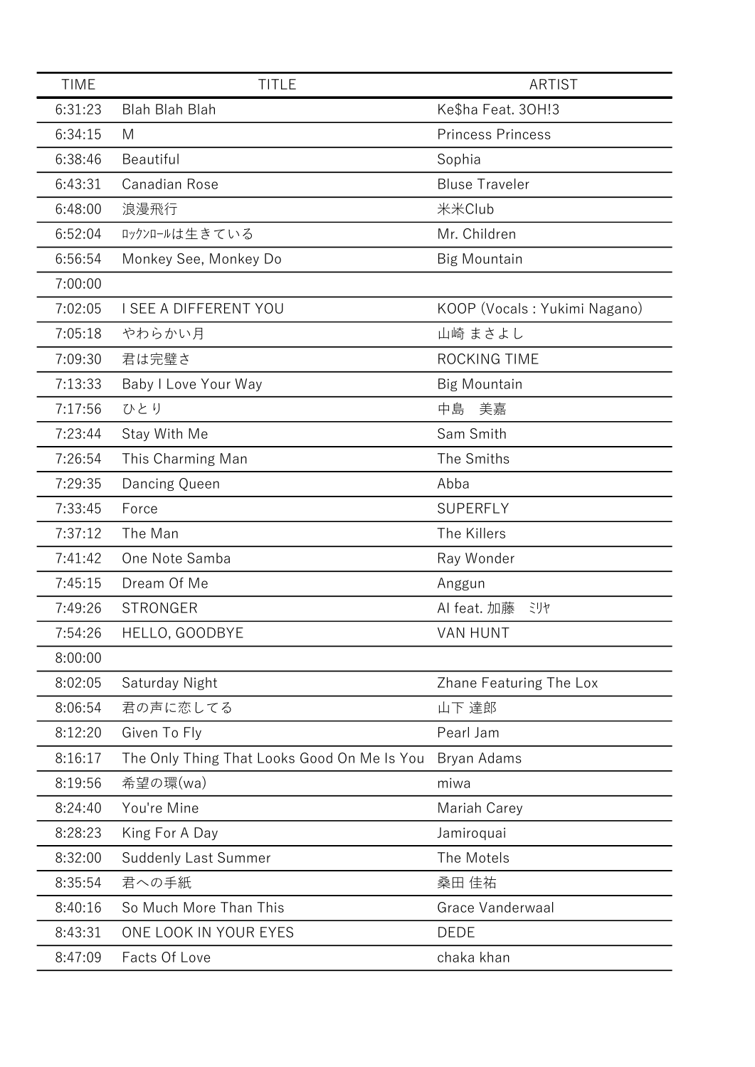| TIME | TITLE | ARTIST |
| --- | --- | --- |
| 6:31:23 | Blah Blah Blah | Ke$ha Feat. 3OH!3 |
| 6:34:15 | M | Princess Princess |
| 6:38:46 | Beautiful | Sophia |
| 6:43:31 | Canadian Rose | Bluse Traveler |
| 6:48:00 | 浪漫飛行 | 米米Club |
| 6:52:04 | ﾛｯｸﾝﾛｰﾙは生きている | Mr. Children |
| 6:56:54 | Monkey See, Monkey Do | Big Mountain |
| 7:00:00 | | |
| 7:02:05 | I SEE A DIFFERENT YOU | KOOP (Vocals : Yukimi Nagano) |
| 7:05:18 | やわらかい月 | 山崎 まさよし |
| 7:09:30 | 君は完璧さ | ROCKING TIME |
| 7:13:33 | Baby I Love Your Way | Big Mountain |
| 7:17:56 | ひとり | 中島　美嘉 |
| 7:23:44 | Stay With Me | Sam Smith |
| 7:26:54 | This Charming Man | The Smiths |
| 7:29:35 | Dancing Queen | Abba |
| 7:33:45 | Force | SUPERFLY |
| 7:37:12 | The Man | The Killers |
| 7:41:42 | One Note Samba | Ray Wonder |
| 7:45:15 | Dream Of Me | Anggun |
| 7:49:26 | STRONGER | AI feat. 加藤　ﾐﾘﾔ |
| 7:54:26 | HELLO, GOODBYE | VAN HUNT |
| 8:00:00 | | |
| 8:02:05 | Saturday Night | Zhane Featuring The Lox |
| 8:06:54 | 君の声に恋してる | 山下 達郎 |
| 8:12:20 | Given To Fly | Pearl Jam |
| 8:16:17 | The Only Thing That Looks Good On Me Is You | Bryan Adams |
| 8:19:56 | 希望の環(wa) | miwa |
| 8:24:40 | You're Mine | Mariah Carey |
| 8:28:23 | King For A Day | Jamiroquai |
| 8:32:00 | Suddenly Last Summer | The Motels |
| 8:35:54 | 君への手紙 | 桑田 佳祐 |
| 8:40:16 | So Much More Than This | Grace Vanderwaal |
| 8:43:31 | ONE LOOK IN YOUR EYES | DEDE |
| 8:47:09 | Facts Of Love | chaka khan |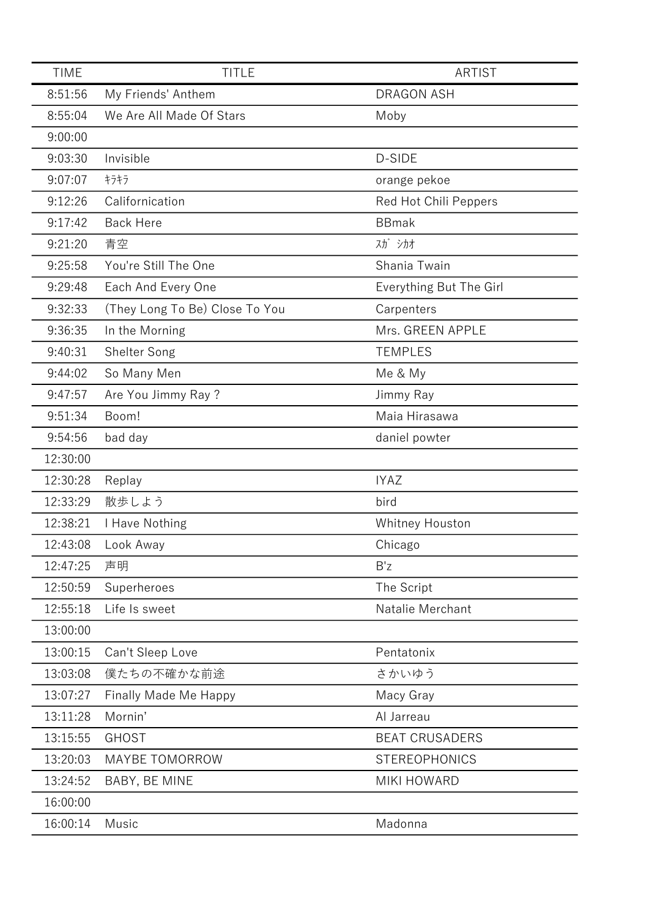| TIME | TITLE | ARTIST |
| --- | --- | --- |
| 8:51:56 | My Friends' Anthem | DRAGON ASH |
| 8:55:04 | We Are All Made Of Stars | Moby |
| 9:00:00 | | |
| 9:03:30 | Invisible | D-SIDE |
| 9:07:07 | ｷﾗｷﾗ | orange pekoe |
| 9:12:26 | Californication | Red Hot Chili Peppers |
| 9:17:42 | Back Here | BBmak |
| 9:21:20 | 青空 | ｽｶﾞ ｼｶｵ |
| 9:25:58 | You're Still The One | Shania Twain |
| 9:29:48 | Each And Every One | Everything But The Girl |
| 9:32:33 | (They Long To Be) Close To You | Carpenters |
| 9:36:35 | In the Morning | Mrs. GREEN APPLE |
| 9:40:31 | Shelter Song | TEMPLES |
| 9:44:02 | So Many Men | Me & My |
| 9:47:57 | Are You Jimmy Ray ? | Jimmy Ray |
| 9:51:34 | Boom! | Maia Hirasawa |
| 9:54:56 | bad day | daniel powter |
| 12:30:00 | | |
| 12:30:28 | Replay | IYAZ |
| 12:33:29 | 散歩しよう | bird |
| 12:38:21 | I Have Nothing | Whitney Houston |
| 12:43:08 | Look Away | Chicago |
| 12:47:25 | 声明 | B'z |
| 12:50:59 | Superheroes | The Script |
| 12:55:18 | Life Is sweet | Natalie Merchant |
| 13:00:00 | | |
| 13:00:15 | Can't Sleep Love | Pentatonix |
| 13:03:08 | 僕たちの不確かな前途 | さかいゆう |
| 13:07:27 | Finally Made Me Happy | Macy Gray |
| 13:11:28 | Mornin' | Al Jarreau |
| 13:15:55 | GHOST | BEAT CRUSADERS |
| 13:20:03 | MAYBE TOMORROW | STEREOPHONICS |
| 13:24:52 | BABY, BE MINE | MIKI HOWARD |
| 16:00:00 | | |
| 16:00:14 | Music | Madonna |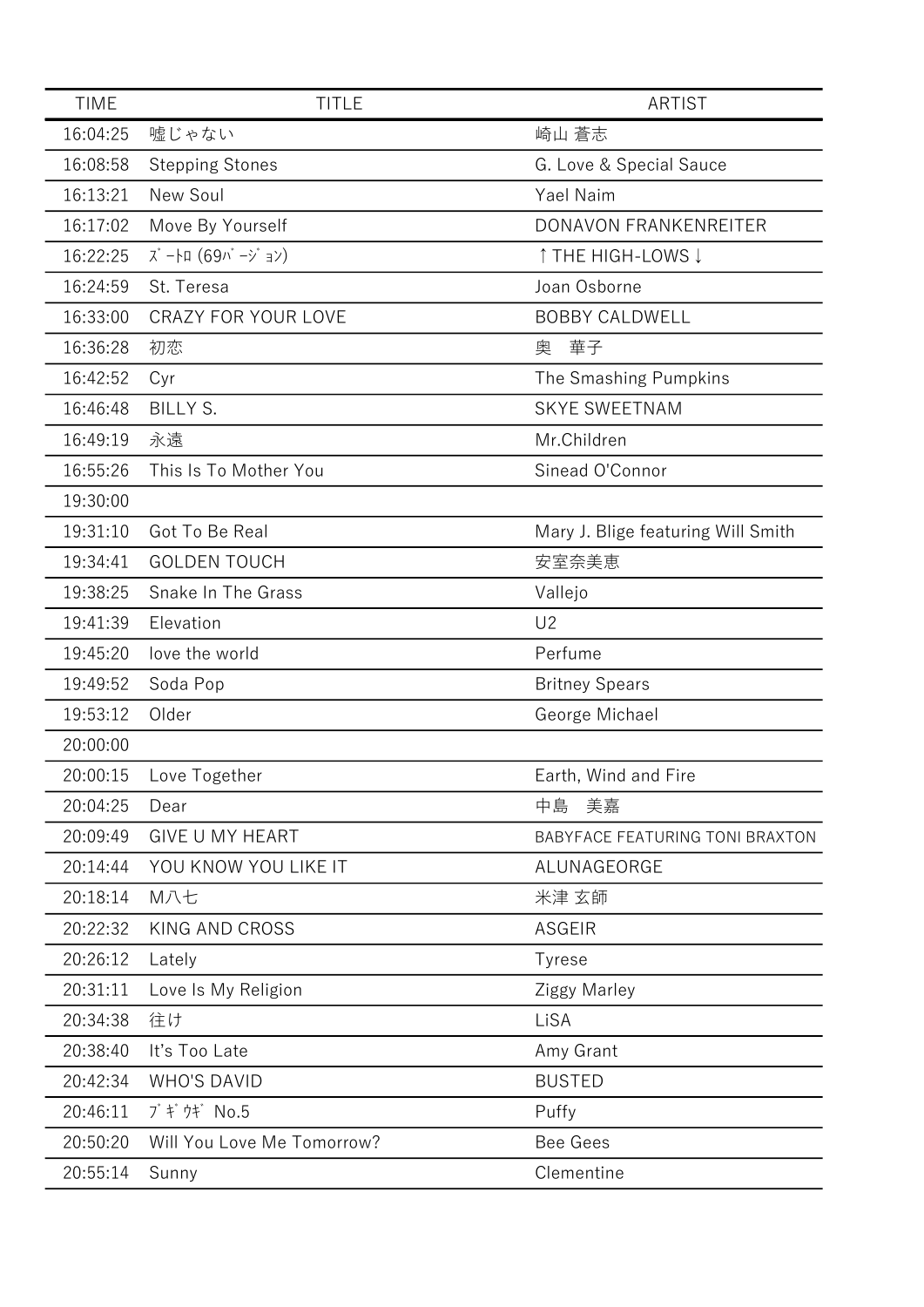| TIME | TITLE | ARTIST |
|---|---|---|
| 16:04:25 | 嘘じゃない | 崎山 蒼志 |
| 16:08:58 | Stepping Stones | G. Love & Special Sauce |
| 16:13:21 | New Soul | Yael Naim |
| 16:17:02 | Move By Yourself | DONAVON FRANKENREITER |
| 16:22:25 | ｽﾞｰﾄﾛ (69ﾊﾞｰｼﾞｮﾝ) | ↑THE HIGH-LOWS↓ |
| 16:24:59 | St. Teresa | Joan Osborne |
| 16:33:00 | CRAZY FOR YOUR LOVE | BOBBY CALDWELL |
| 16:36:28 | 初恋 | 奥　華子 |
| 16:42:52 | Cyr | The Smashing Pumpkins |
| 16:46:48 | BILLY S. | SKYE SWEETNAM |
| 16:49:19 | 永遠 | Mr.Children |
| 16:55:26 | This Is To Mother You | Sinead O'Connor |
| 19:30:00 | | |
| 19:31:10 | Got To Be Real | Mary J. Blige featuring Will Smith |
| 19:34:41 | GOLDEN TOUCH | 安室奈美恵 |
| 19:38:25 | Snake In The Grass | Vallejo |
| 19:41:39 | Elevation | U2 |
| 19:45:20 | love the world | Perfume |
| 19:49:52 | Soda Pop | Britney Spears |
| 19:53:12 | Older | George Michael |
| 20:00:00 | | |
| 20:00:15 | Love Together | Earth, Wind and Fire |
| 20:04:25 | Dear | 中島　美嘉 |
| 20:09:49 | GIVE U MY HEART | BABYFACE FEATURING TONI BRAXTON |
| 20:14:44 | YOU KNOW YOU LIKE IT | ALUNAGEORGE |
| 20:18:14 | M八七 | 米津 玄師 |
| 20:22:32 | KING AND CROSS | ASGEIR |
| 20:26:12 | Lately | Tyrese |
| 20:31:11 | Love Is My Religion | Ziggy Marley |
| 20:34:38 | 往け | LiSA |
| 20:38:40 | It's Too Late | Amy Grant |
| 20:42:34 | WHO'S DAVID | BUSTED |
| 20:46:11 | ﾌﾞｷﾞｳｷﾞ No.5 | Puffy |
| 20:50:20 | Will You Love Me Tomorrow? | Bee Gees |
| 20:55:14 | Sunny | Clementine |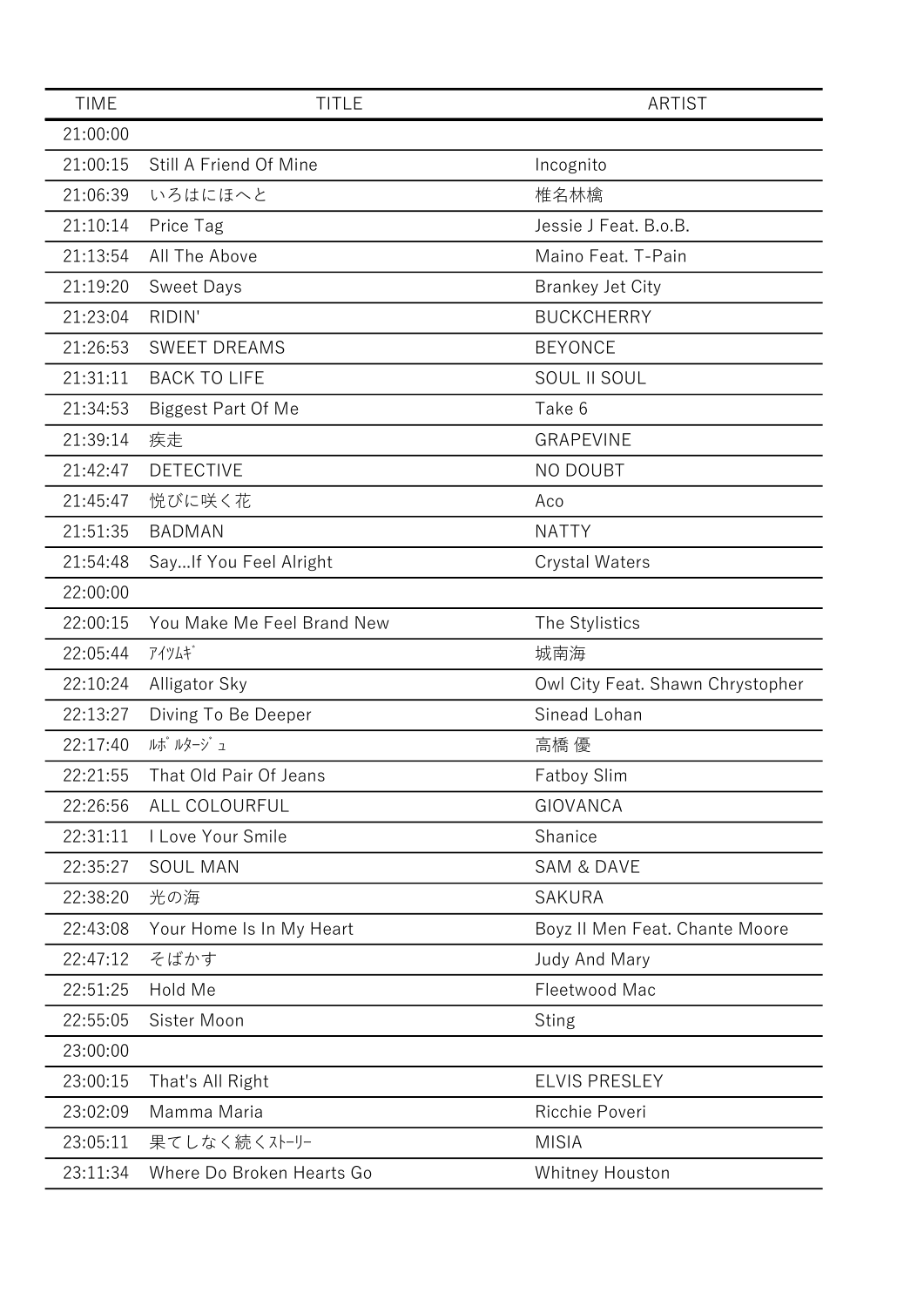| TIME | TITLE | ARTIST |
| --- | --- | --- |
| 21:00:00 | | |
| 21:00:15 | Still A Friend Of Mine | Incognito |
| 21:06:39 | いろはにほへと | 椎名林檎 |
| 21:10:14 | Price Tag | Jessie J Feat. B.o.B. |
| 21:13:54 | All The Above | Maino Feat. T-Pain |
| 21:19:20 | Sweet Days | Brankey Jet City |
| 21:23:04 | RIDIN' | BUCKCHERRY |
| 21:26:53 | SWEET DREAMS | BEYONCE |
| 21:31:11 | BACK TO LIFE | SOUL II SOUL |
| 21:34:53 | Biggest Part Of Me | Take 6 |
| 21:39:14 | 疾走 | GRAPEVINE |
| 21:42:47 | DETECTIVE | NO DOUBT |
| 21:45:47 | 悦びに咲く花 | Aco |
| 21:51:35 | BADMAN | NATTY |
| 21:54:48 | Say...If You Feel Alright | Crystal Waters |
| 22:00:00 | | |
| 22:00:15 | You Make Me Feel Brand New | The Stylistics |
| 22:05:44 | ｱｲﾂﾑｷﾞ | 城南海 |
| 22:10:24 | Alligator Sky | Owl City Feat. Shawn Chrystopher |
| 22:13:27 | Diving To Be Deeper | Sinead Lohan |
| 22:17:40 | ﾙﾎﾟﾙﾀｰｼﾞｭ | 高橋 優 |
| 22:21:55 | That Old Pair Of Jeans | Fatboy Slim |
| 22:26:56 | ALL COLOURFUL | GIOVANCA |
| 22:31:11 | I Love Your Smile | Shanice |
| 22:35:27 | SOUL MAN | SAM & DAVE |
| 22:38:20 | 光の海 | SAKURA |
| 22:43:08 | Your Home Is In My Heart | Boyz II Men Feat. Chante Moore |
| 22:47:12 | そばかす | Judy And Mary |
| 22:51:25 | Hold Me | Fleetwood Mac |
| 22:55:05 | Sister Moon | Sting |
| 23:00:00 | | |
| 23:00:15 | That's All Right | ELVIS PRESLEY |
| 23:02:09 | Mamma Maria | Ricchie Poveri |
| 23:05:11 | 果てしなく続くｽﾄｰﾘｰ | MISIA |
| 23:11:34 | Where Do Broken Hearts Go | Whitney Houston |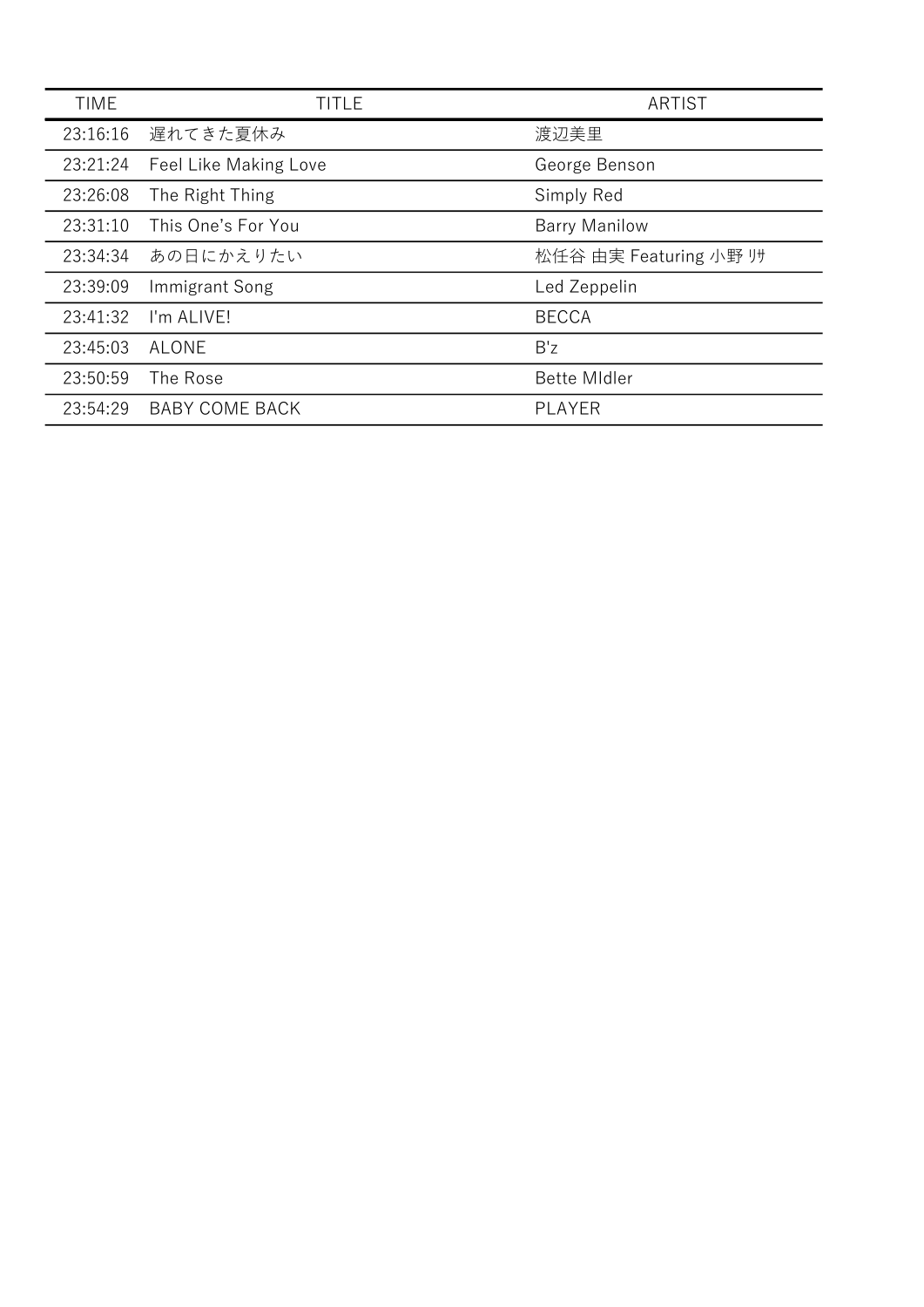| TIME | TITLE | ARTIST |
|---|---|---|
| 23:16:16 | 遅れてきた夏休み | 渡辺美里 |
| 23:21:24 | Feel Like Making Love | George Benson |
| 23:26:08 | The Right Thing | Simply Red |
| 23:31:10 | This One's For You | Barry Manilow |
| 23:34:34 | あの日にかえりたい | 松任谷 由実 Featuring 小野 ﾘｻ |
| 23:39:09 | Immigrant Song | Led Zeppelin |
| 23:41:32 | I'm ALIVE! | BECCA |
| 23:45:03 | ALONE | B'z |
| 23:50:59 | The Rose | Bette MIdler |
| 23:54:29 | BABY COME BACK | PLAYER |